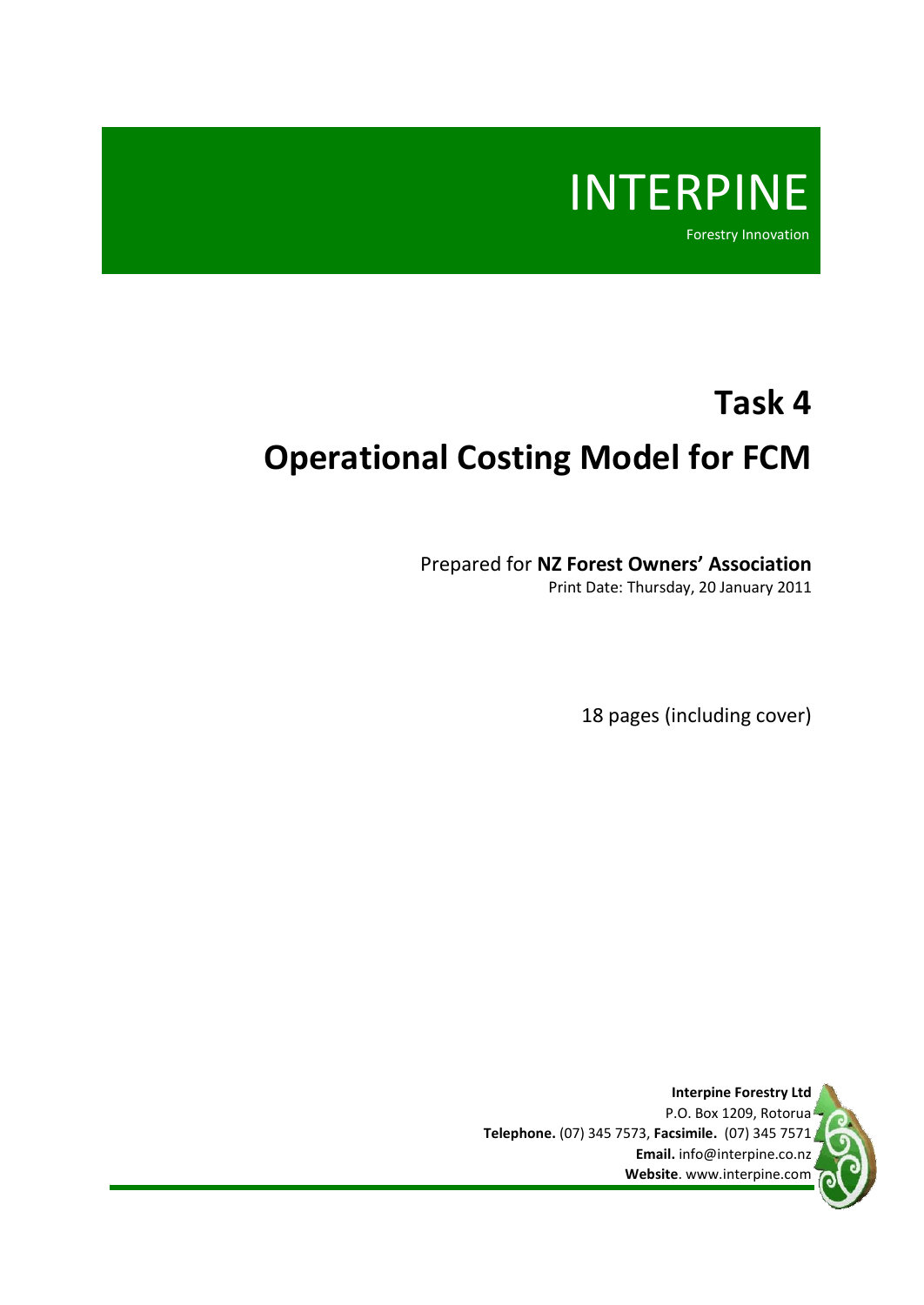# INTERPINE

Forestry Innovation

# Task 4

# Operational Costing Model for FCM

Prepared for **NZ Forest Owners' Association**

Print Date: Thursday, 20 January 2011

18 pages (including cover)

**Interpine Forestry Ltd**
P.O. Box 1209, Rotorua
**Telephone.** (07) 345 7573, **Facsimile.** (07) 345 7571
**Email.** info@interpine.co.nz
**Website**. www.interpine.com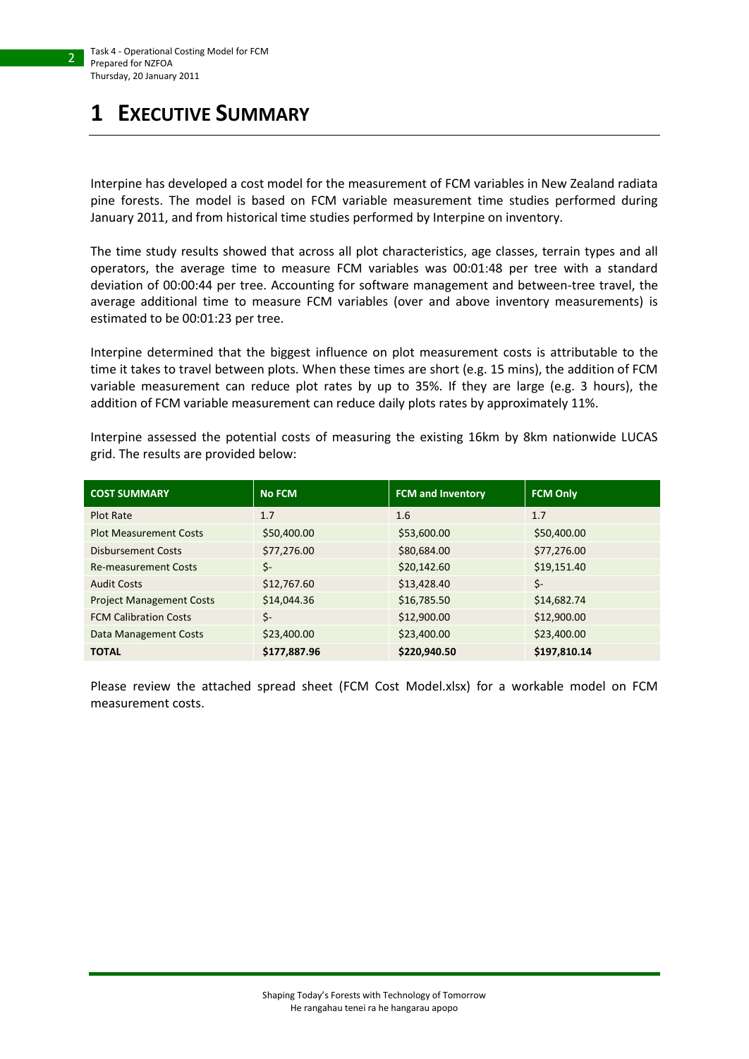# 1 EXECUTIVE SUMMARY

Interpine has developed a cost model for the measurement of FCM variables in New Zealand radiata pine forests. The model is based on FCM variable measurement time studies performed during January 2011, and from historical time studies performed by Interpine on inventory.

The time study results showed that across all plot characteristics, age classes, terrain types and all operators, the average time to measure FCM variables was 00:01:48 per tree with a standard deviation of 00:00:44 per tree. Accounting for software management and between-tree travel, the average additional time to measure FCM variables (over and above inventory measurements) is estimated to be 00:01:23 per tree.

Interpine determined that the biggest influence on plot measurement costs is attributable to the time it takes to travel between plots. When these times are short (e.g. 15 mins), the addition of FCM variable measurement can reduce plot rates by up to 35%. If they are large (e.g. 3 hours), the addition of FCM variable measurement can reduce daily plots rates by approximately 11%.

Interpine assessed the potential costs of measuring the existing 16km by 8km nationwide LUCAS grid. The results are provided below:

| COST SUMMARY | No FCM | FCM and Inventory | FCM Only |
|---|---|---|---|
| Plot Rate | 1.7 | 1.6 | 1.7 |
| Plot Measurement Costs | $50,400.00 | $53,600.00 | $50,400.00 |
| Disbursement Costs | $77,276.00 | $80,684.00 | $77,276.00 |
| Re-measurement Costs | $- | $20,142.60 | $19,151.40 |
| Audit Costs | $12,767.60 | $13,428.40 | $- |
| Project Management Costs | $14,044.36 | $16,785.50 | $14,682.74 |
| FCM Calibration Costs | $- | $12,900.00 | $12,900.00 |
| Data Management Costs | $23,400.00 | $23,400.00 | $23,400.00 |
| **TOTAL** | **$177,887.96** | **$220,940.50** | **$197,810.14** |

Please review the attached spread sheet (FCM Cost Model.xlsx) for a workable model on FCM measurement costs.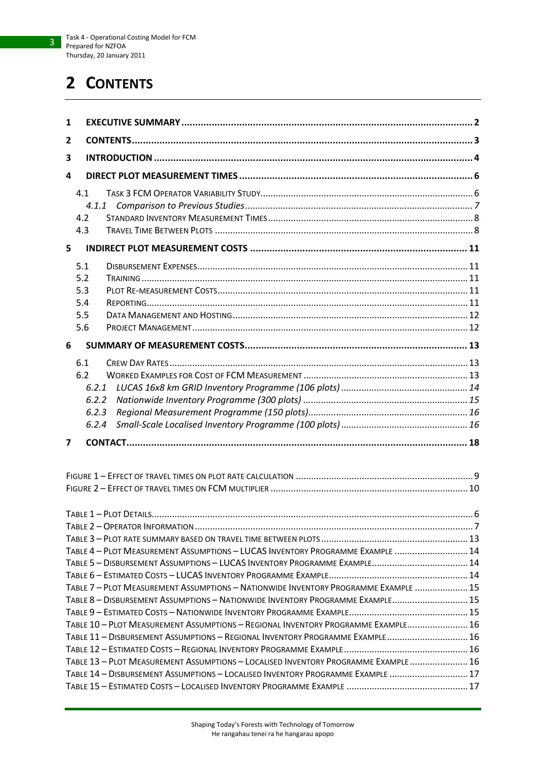# 2 CONTENTS

1 EXECUTIVE SUMMARY ........ 2
2 CONTENTS ........ 3
3 INTRODUCTION ........ 4
4 DIRECT PLOT MEASUREMENT TIMES ........ 6
- 4.1 TASK 3 FCM OPERATOR VARIABILITY STUDY ........ 6
  - *4.1.1 Comparison to Previous Studies* ........ 7
- 4.2 STANDARD INVENTORY MEASUREMENT TIMES ........ 8
- 4.3 TRAVEL TIME BETWEEN PLOTS ........ 8

5 INDIRECT PLOT MEASUREMENT COSTS ........ 11
- 5.1 DISBURSEMENT EXPENSES ........ 11
- 5.2 TRAINING ........ 11
- 5.3 PLOT RE-MEASUREMENT COSTS ........ 11
- 5.4 REPORTING ........ 11
- 5.5 DATA MANAGEMENT AND HOSTING ........ 12
- 5.6 PROJECT MANAGEMENT ........ 12

6 SUMMARY OF MEASUREMENT COSTS ........ 13
- 6.1 CREW DAY RATES ........ 13
- 6.2 WORKED EXAMPLES FOR COST OF FCM MEASUREMENT ........ 13
  - *6.2.1 LUCAS 16x8 km GRID Inventory Programme (106 plots)* ........ 14
  - *6.2.2 Nationwide Inventory Programme (300 plots)* ........ 15
  - *6.2.3 Regional Measurement Programme (150 plots)* ........ 16
  - *6.2.4 Small-Scale Localised Inventory Programme (100 plots)* ........ 16

7 CONTACT ........ 18

FIGURE 1 – EFFECT OF TRAVEL TIMES ON PLOT RATE CALCULATION ........ 9
FIGURE 2 – EFFECT OF TRAVEL TIMES ON FCM MULTIPLIER ........ 10

TABLE 1 – PLOT DETAILS ........ 6
TABLE 2 – OPERATOR INFORMATION ........ 7
TABLE 3 – PLOT RATE SUMMARY BASED ON TRAVEL TIME BETWEEN PLOTS ........ 13
TABLE 4 – PLOT MEASUREMENT ASSUMPTIONS – LUCAS INVENTORY PROGRAMME EXAMPLE ........ 14
TABLE 5 – DISBURSEMENT ASSUMPTIONS – LUCAS INVENTORY PROGRAMME EXAMPLE ........ 14
TABLE 6 – ESTIMATED COSTS – LUCAS INVENTORY PROGRAMME EXAMPLE ........ 14
TABLE 7 – PLOT MEASUREMENT ASSUMPTIONS – NATIONWIDE INVENTORY PROGRAMME EXAMPLE ........ 15
TABLE 8 – DISBURSEMENT ASSUMPTIONS – NATIONWIDE INVENTORY PROGRAMME EXAMPLE ........ 15
TABLE 9 – ESTIMATED COSTS – NATIONWIDE INVENTORY PROGRAMME EXAMPLE ........ 15
TABLE 10 – PLOT MEASUREMENT ASSUMPTIONS – REGIONAL INVENTORY PROGRAMME EXAMPLE ........ 16
TABLE 11 – DISBURSEMENT ASSUMPTIONS – REGIONAL INVENTORY PROGRAMME EXAMPLE ........ 16
TABLE 12 – ESTIMATED COSTS – REGIONAL INVENTORY PROGRAMME EXAMPLE ........ 16
TABLE 13 – PLOT MEASUREMENT ASSUMPTIONS – LOCALISED INVENTORY PROGRAMME EXAMPLE ........ 16
TABLE 14 – DISBURSEMENT ASSUMPTIONS – LOCALISED INVENTORY PROGRAMME EXAMPLE ........ 17
TABLE 15 – ESTIMATED COSTS – LOCALISED INVENTORY PROGRAMME EXAMPLE ........ 17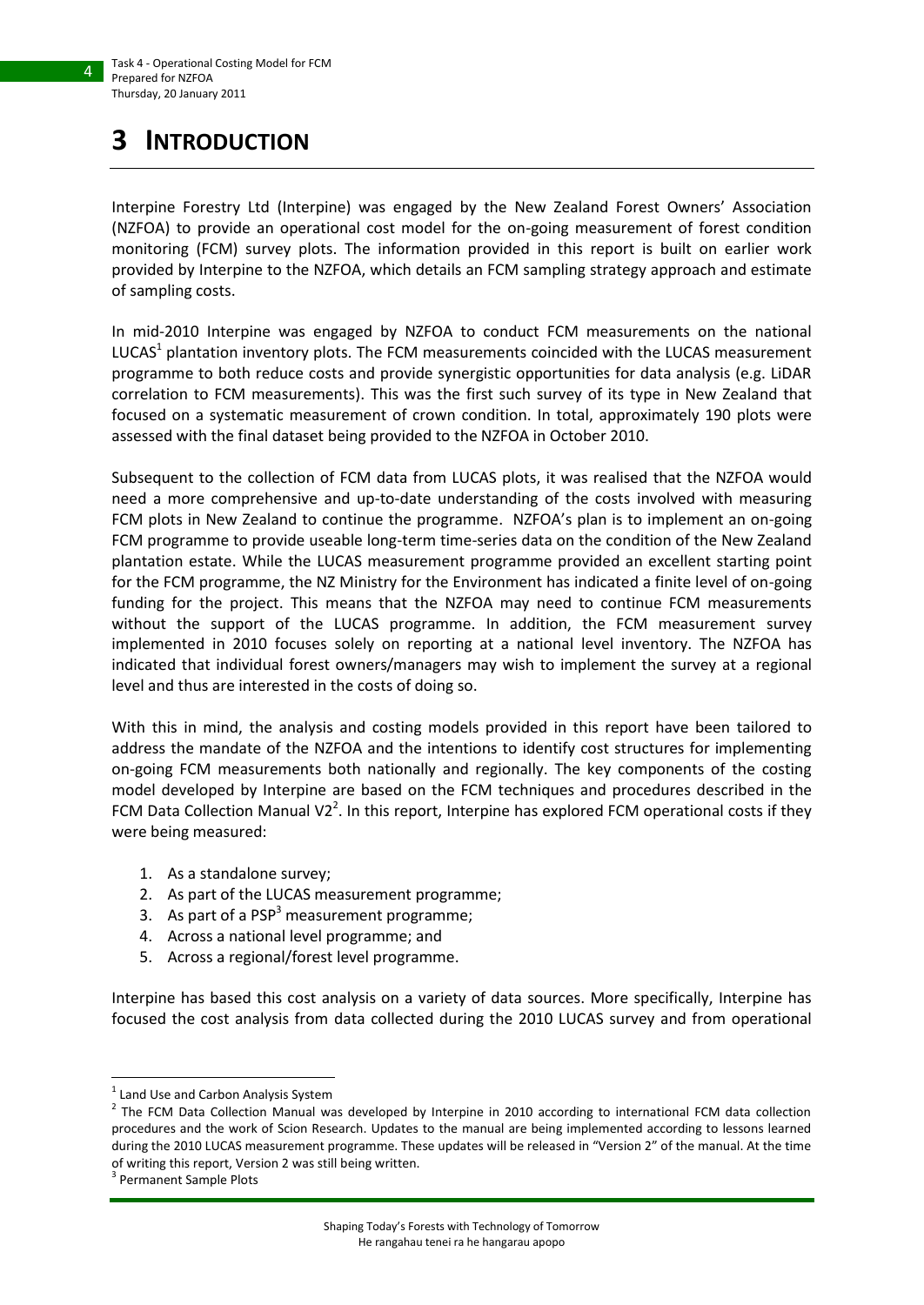# 3 INTRODUCTION

Interpine Forestry Ltd (Interpine) was engaged by the New Zealand Forest Owners' Association (NZFOA) to provide an operational cost model for the on-going measurement of forest condition monitoring (FCM) survey plots. The information provided in this report is built on earlier work provided by Interpine to the NZFOA, which details an FCM sampling strategy approach and estimate of sampling costs.

In mid-2010 Interpine was engaged by NZFOA to conduct FCM measurements on the national LUCAS[1] plantation inventory plots. The FCM measurements coincided with the LUCAS measurement programme to both reduce costs and provide synergistic opportunities for data analysis (e.g. LiDAR correlation to FCM measurements). This was the first such survey of its type in New Zealand that focused on a systematic measurement of crown condition. In total, approximately 190 plots were assessed with the final dataset being provided to the NZFOA in October 2010.

Subsequent to the collection of FCM data from LUCAS plots, it was realised that the NZFOA would need a more comprehensive and up-to-date understanding of the costs involved with measuring FCM plots in New Zealand to continue the programme. NZFOA's plan is to implement an on-going FCM programme to provide useable long-term time-series data on the condition of the New Zealand plantation estate. While the LUCAS measurement programme provided an excellent starting point for the FCM programme, the NZ Ministry for the Environment has indicated a finite level of on-going funding for the project. This means that the NZFOA may need to continue FCM measurements without the support of the LUCAS programme. In addition, the FCM measurement survey implemented in 2010 focuses solely on reporting at a national level inventory. The NZFOA has indicated that individual forest owners/managers may wish to implement the survey at a regional level and thus are interested in the costs of doing so.

With this in mind, the analysis and costing models provided in this report have been tailored to address the mandate of the NZFOA and the intentions to identify cost structures for implementing on-going FCM measurements both nationally and regionally. The key components of the costing model developed by Interpine are based on the FCM techniques and procedures described in the FCM Data Collection Manual V2[2]. In this report, Interpine has explored FCM operational costs if they were being measured:

1. As a standalone survey;
2. As part of the LUCAS measurement programme;
3. As part of a PSP[3] measurement programme;
4. Across a national level programme; and
5. Across a regional/forest level programme.

Interpine has based this cost analysis on a variety of data sources. More specifically, Interpine has focused the cost analysis from data collected during the 2010 LUCAS survey and from operational

---

[1] Land Use and Carbon Analysis System

[2] The FCM Data Collection Manual was developed by Interpine in 2010 according to international FCM data collection procedures and the work of Scion Research. Updates to the manual are being implemented according to lessons learned during the 2010 LUCAS measurement programme. These updates will be released in "Version 2" of the manual. At the time of writing this report, Version 2 was still being written.

[3] Permanent Sample Plots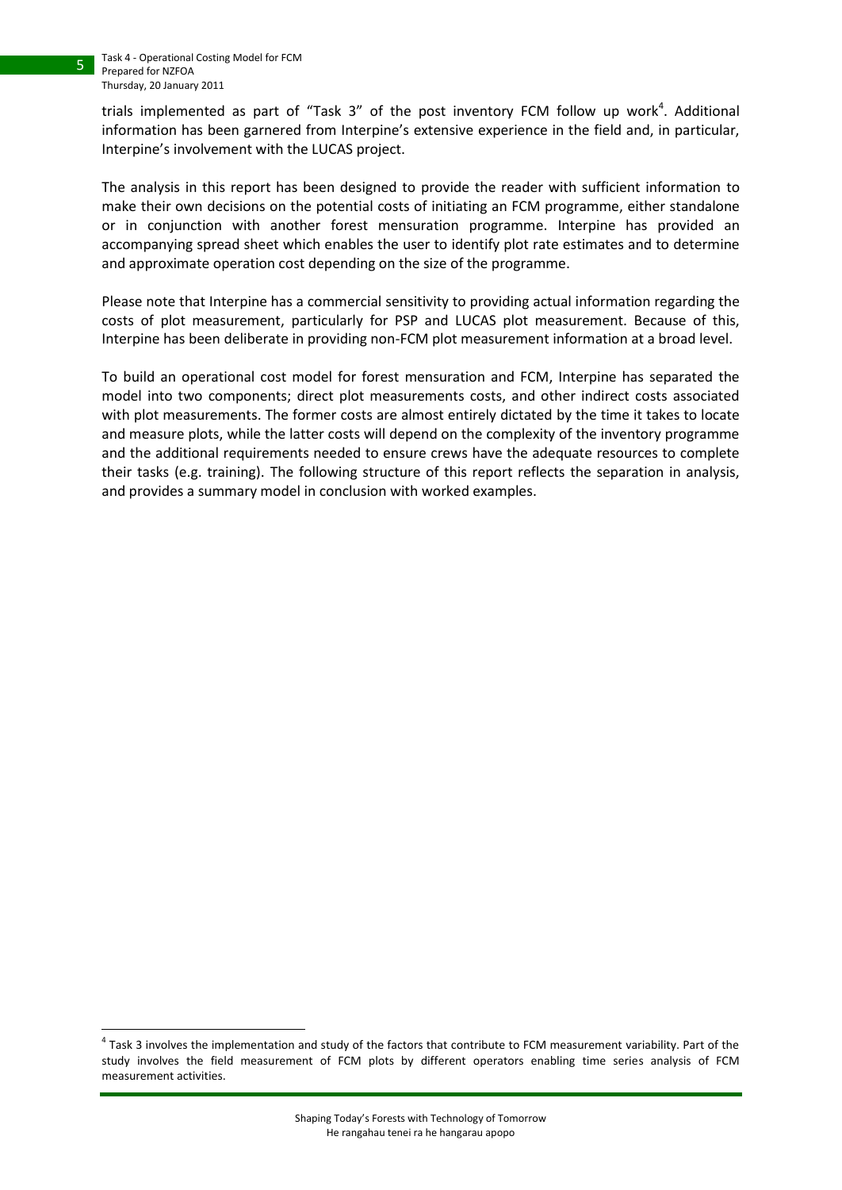trials implemented as part of "Task 3" of the post inventory FCM follow up work[4]. Additional information has been garnered from Interpine's extensive experience in the field and, in particular, Interpine's involvement with the LUCAS project.

The analysis in this report has been designed to provide the reader with sufficient information to make their own decisions on the potential costs of initiating an FCM programme, either standalone or in conjunction with another forest mensuration programme. Interpine has provided an accompanying spread sheet which enables the user to identify plot rate estimates and to determine and approximate operation cost depending on the size of the programme.

Please note that Interpine has a commercial sensitivity to providing actual information regarding the costs of plot measurement, particularly for PSP and LUCAS plot measurement. Because of this, Interpine has been deliberate in providing non-FCM plot measurement information at a broad level.

To build an operational cost model for forest mensuration and FCM, Interpine has separated the model into two components; direct plot measurements costs, and other indirect costs associated with plot measurements. The former costs are almost entirely dictated by the time it takes to locate and measure plots, while the latter costs will depend on the complexity of the inventory programme and the additional requirements needed to ensure crews have the adequate resources to complete their tasks (e.g. training). The following structure of this report reflects the separation in analysis, and provides a summary model in conclusion with worked examples.

[4] Task 3 involves the implementation and study of the factors that contribute to FCM measurement variability. Part of the study involves the field measurement of FCM plots by different operators enabling time series analysis of FCM measurement activities.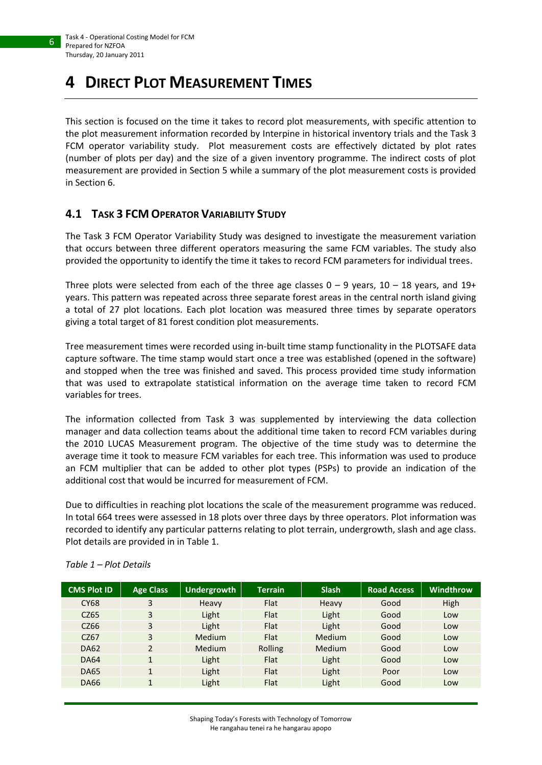# 4 DIRECT PLOT MEASUREMENT TIMES

This section is focused on the time it takes to record plot measurements, with specific attention to the plot measurement information recorded by Interpine in historical inventory trials and the Task 3 FCM operator variability study. Plot measurement costs are effectively dictated by plot rates (number of plots per day) and the size of a given inventory programme. The indirect costs of plot measurement are provided in Section 5 while a summary of the plot measurement costs is provided in Section 6.

## 4.1 TASK 3 FCM OPERATOR VARIABILITY STUDY

The Task 3 FCM Operator Variability Study was designed to investigate the measurement variation that occurs between three different operators measuring the same FCM variables. The study also provided the opportunity to identify the time it takes to record FCM parameters for individual trees.

Three plots were selected from each of the three age classes 0 – 9 years, 10 – 18 years, and 19+ years. This pattern was repeated across three separate forest areas in the central north island giving a total of 27 plot locations. Each plot location was measured three times by separate operators giving a total target of 81 forest condition plot measurements.

Tree measurement times were recorded using in-built time stamp functionality in the PLOTSAFE data capture software. The time stamp would start once a tree was established (opened in the software) and stopped when the tree was finished and saved. This process provided time study information that was used to extrapolate statistical information on the average time taken to record FCM variables for trees.

The information collected from Task 3 was supplemented by interviewing the data collection manager and data collection teams about the additional time taken to record FCM variables during the 2010 LUCAS Measurement program. The objective of the time study was to determine the average time it took to measure FCM variables for each tree. This information was used to produce an FCM multiplier that can be added to other plot types (PSPs) to provide an indication of the additional cost that would be incurred for measurement of FCM.

Due to difficulties in reaching plot locations the scale of the measurement programme was reduced. In total 664 trees were assessed in 18 plots over three days by three operators. Plot information was recorded to identify any particular patterns relating to plot terrain, undergrowth, slash and age class. Plot details are provided in in Table 1.

*Table 1 – Plot Details*

| CMS Plot ID | Age Class | Undergrowth | Terrain | Slash | Road Access | Windthrow |
|---|---|---|---|---|---|---|
| CY68 | 3 | Heavy | Flat | Heavy | Good | High |
| CZ65 | 3 | Light | Flat | Light | Good | Low |
| CZ66 | 3 | Light | Flat | Light | Good | Low |
| CZ67 | 3 | Medium | Flat | Medium | Good | Low |
| DA62 | 2 | Medium | Rolling | Medium | Good | Low |
| DA64 | 1 | Light | Flat | Light | Good | Low |
| DA65 | 1 | Light | Flat | Light | Poor | Low |
| DA66 | 1 | Light | Flat | Light | Good | Low |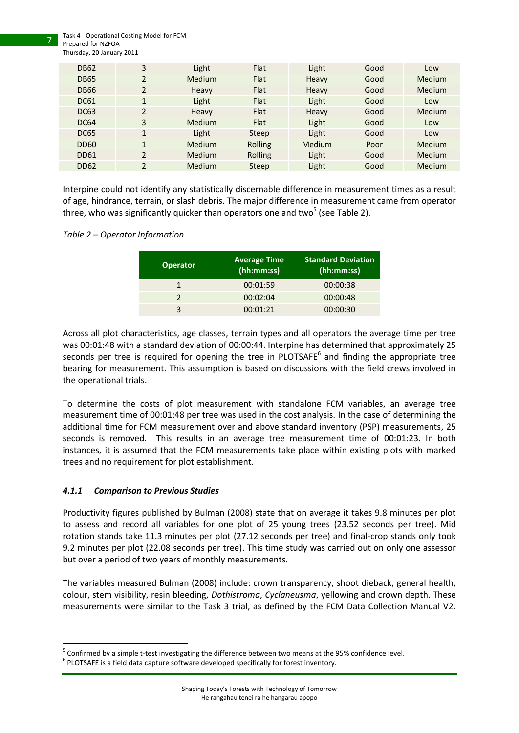| DB62 | 3 | Light | Flat | Light | Good | Low |
|---|---|---|---|---|---|---|
| DB65 | 2 | Medium | Flat | Heavy | Good | Medium |
| DB66 | 2 | Heavy | Flat | Heavy | Good | Medium |
| DC61 | 1 | Light | Flat | Light | Good | Low |
| DC63 | 2 | Heavy | Flat | Heavy | Good | Medium |
| DC64 | 3 | Medium | Flat | Light | Good | Low |
| DC65 | 1 | Light | Steep | Light | Good | Low |
| DD60 | 1 | Medium | Rolling | Medium | Poor | Medium |
| DD61 | 2 | Medium | Rolling | Light | Good | Medium |
| DD62 | 2 | Medium | Steep | Light | Good | Medium |

Interpine could not identify any statistically discernable difference in measurement times as a result of age, hindrance, terrain, or slash debris. The major difference in measurement came from operator three, who was significantly quicker than operators one and two[5] (see Table 2).

*Table 2 – Operator Information*

| Operator | Average Time (hh:mm:ss) | Standard Deviation (hh:mm:ss) |
|---|---|---|
| 1 | 00:01:59 | 00:00:38 |
| 2 | 00:02:04 | 00:00:48 |
| 3 | 00:01:21 | 00:00:30 |

Across all plot characteristics, age classes, terrain types and all operators the average time per tree was 00:01:48 with a standard deviation of 00:00:44. Interpine has determined that approximately 25 seconds per tree is required for opening the tree in PLOTSAFE[6] and finding the appropriate tree bearing for measurement. This assumption is based on discussions with the field crews involved in the operational trials.

To determine the costs of plot measurement with standalone FCM variables, an average tree measurement time of 00:01:48 per tree was used in the cost analysis. In the case of determining the additional time for FCM measurement over and above standard inventory (PSP) measurements, 25 seconds is removed. This results in an average tree measurement time of 00:01:23. In both instances, it is assumed that the FCM measurements take place within existing plots with marked trees and no requirement for plot establishment.

### *4.1.1 Comparison to Previous Studies*

Productivity figures published by Bulman (2008) state that on average it takes 9.8 minutes per plot to assess and record all variables for one plot of 25 young trees (23.52 seconds per tree). Mid rotation stands take 11.3 minutes per plot (27.12 seconds per tree) and final-crop stands only took 9.2 minutes per plot (22.08 seconds per tree). This time study was carried out on only one assessor but over a period of two years of monthly measurements.

The variables measured Bulman (2008) include: crown transparency, shoot dieback, general health, colour, stem visibility, resin bleeding, *Dothistroma*, *Cyclaneusma*, yellowing and crown depth. These measurements were similar to the Task 3 trial, as defined by the FCM Data Collection Manual V2.

[5] Confirmed by a simple t-test investigating the difference between two means at the 95% confidence level.

[6] PLOTSAFE is a field data capture software developed specifically for forest inventory.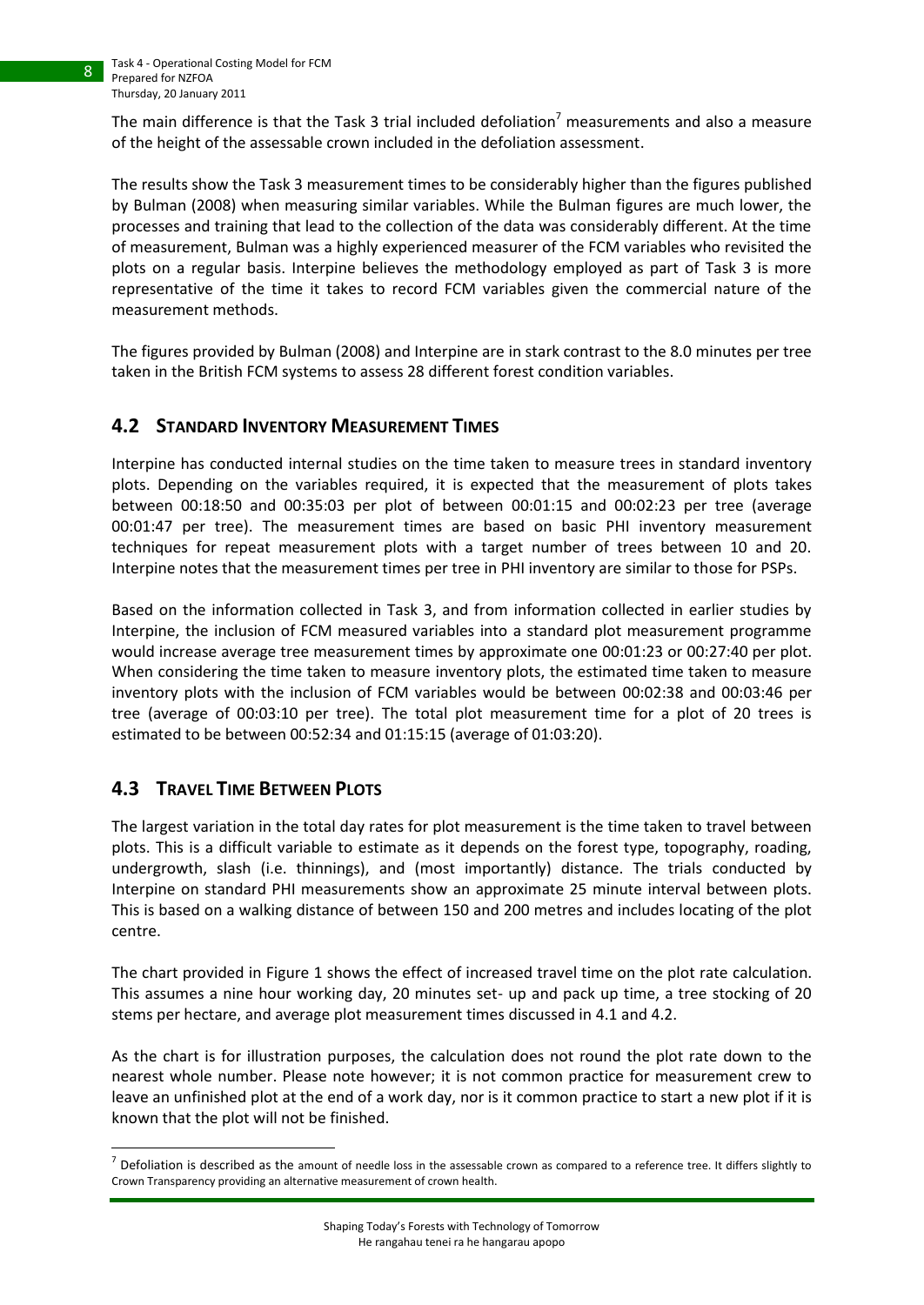The main difference is that the Task 3 trial included defoliation[7] measurements and also a measure of the height of the assessable crown included in the defoliation assessment.

The results show the Task 3 measurement times to be considerably higher than the figures published by Bulman (2008) when measuring similar variables. While the Bulman figures are much lower, the processes and training that lead to the collection of the data was considerably different. At the time of measurement, Bulman was a highly experienced measurer of the FCM variables who revisited the plots on a regular basis. Interpine believes the methodology employed as part of Task 3 is more representative of the time it takes to record FCM variables given the commercial nature of the measurement methods.

The figures provided by Bulman (2008) and Interpine are in stark contrast to the 8.0 minutes per tree taken in the British FCM systems to assess 28 different forest condition variables.

## 4.2 STANDARD INVENTORY MEASUREMENT TIMES

Interpine has conducted internal studies on the time taken to measure trees in standard inventory plots. Depending on the variables required, it is expected that the measurement of plots takes between 00:18:50 and 00:35:03 per plot of between 00:01:15 and 00:02:23 per tree (average 00:01:47 per tree). The measurement times are based on basic PHI inventory measurement techniques for repeat measurement plots with a target number of trees between 10 and 20. Interpine notes that the measurement times per tree in PHI inventory are similar to those for PSPs.

Based on the information collected in Task 3, and from information collected in earlier studies by Interpine, the inclusion of FCM measured variables into a standard plot measurement programme would increase average tree measurement times by approximate one 00:01:23 or 00:27:40 per plot. When considering the time taken to measure inventory plots, the estimated time taken to measure inventory plots with the inclusion of FCM variables would be between 00:02:38 and 00:03:46 per tree (average of 00:03:10 per tree). The total plot measurement time for a plot of 20 trees is estimated to be between 00:52:34 and 01:15:15 (average of 01:03:20).

## 4.3 TRAVEL TIME BETWEEN PLOTS

The largest variation in the total day rates for plot measurement is the time taken to travel between plots. This is a difficult variable to estimate as it depends on the forest type, topography, roading, undergrowth, slash (i.e. thinnings), and (most importantly) distance. The trials conducted by Interpine on standard PHI measurements show an approximate 25 minute interval between plots. This is based on a walking distance of between 150 and 200 metres and includes locating of the plot centre.

The chart provided in Figure 1 shows the effect of increased travel time on the plot rate calculation. This assumes a nine hour working day, 20 minutes set- up and pack up time, a tree stocking of 20 stems per hectare, and average plot measurement times discussed in 4.1 and 4.2.

As the chart is for illustration purposes, the calculation does not round the plot rate down to the nearest whole number. Please note however; it is not common practice for measurement crew to leave an unfinished plot at the end of a work day, nor is it common practice to start a new plot if it is known that the plot will not be finished.

[7] Defoliation is described as the amount of needle loss in the assessable crown as compared to a reference tree. It differs slightly to Crown Transparency providing an alternative measurement of crown health.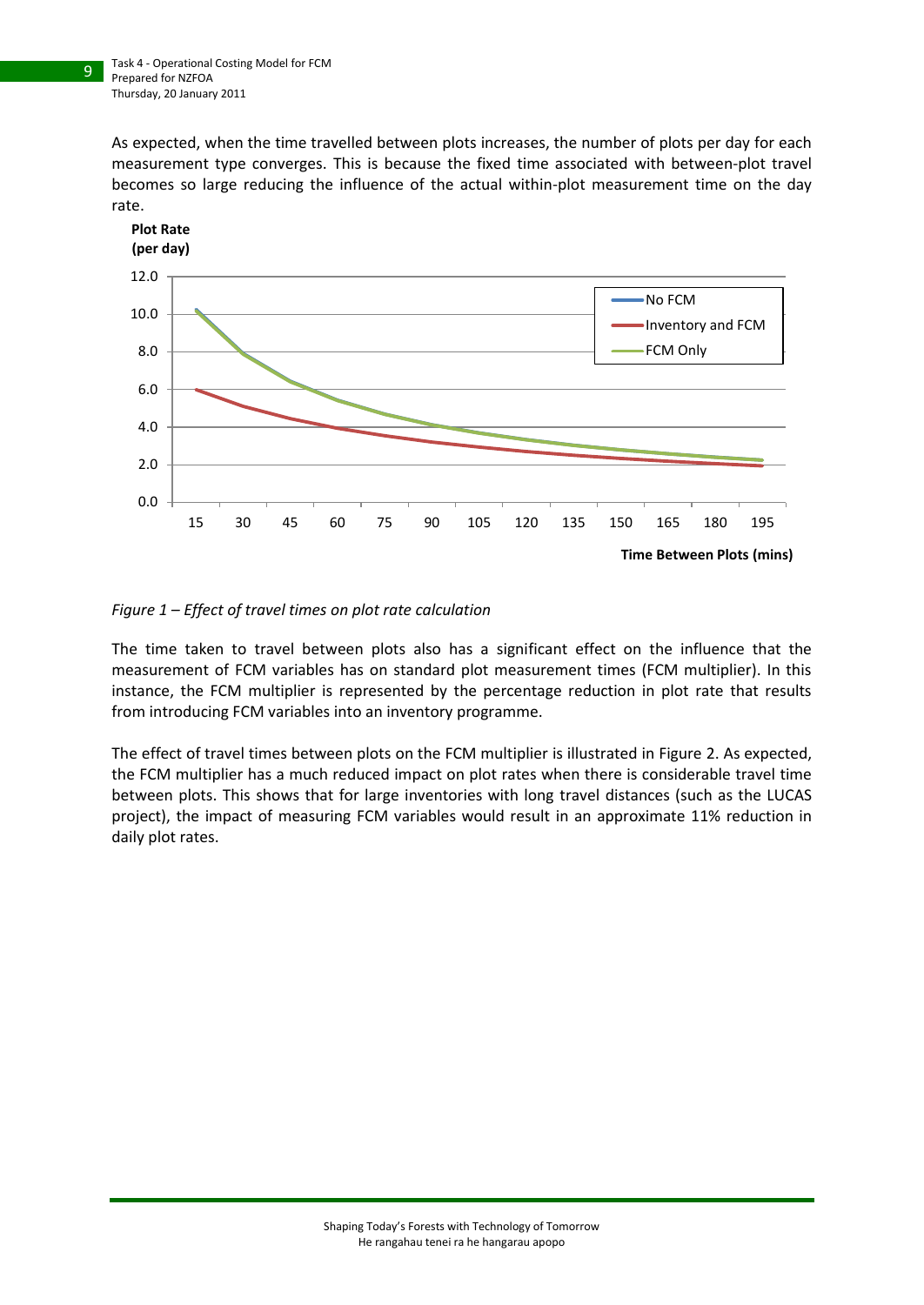As expected, when the time travelled between plots increases, the number of plots per day for each measurement type converges. This is because the fixed time associated with between-plot travel becomes so large reducing the influence of the actual within-plot measurement time on the day rate.

*Figure 1 – Effect of travel times on plot rate calculation*

The time taken to travel between plots also has a significant effect on the influence that the measurement of FCM variables has on standard plot measurement times (FCM multiplier). In this instance, the FCM multiplier is represented by the percentage reduction in plot rate that results from introducing FCM variables into an inventory programme.

The effect of travel times between plots on the FCM multiplier is illustrated in Figure 2. As expected, the FCM multiplier has a much reduced impact on plot rates when there is considerable travel time between plots. This shows that for large inventories with long travel distances (such as the LUCAS project), the impact of measuring FCM variables would result in an approximate 11% reduction in daily plot rates.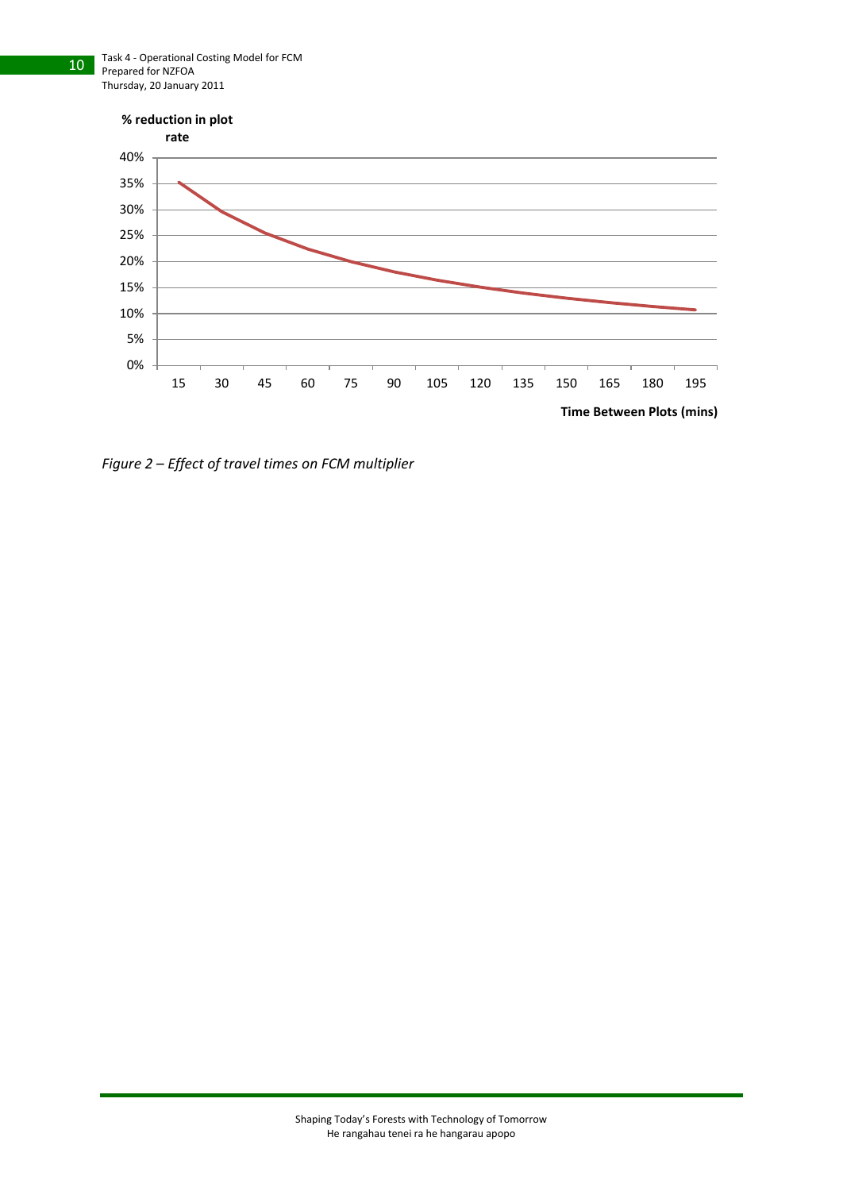*Figure 2 – Effect of travel times on FCM multiplier*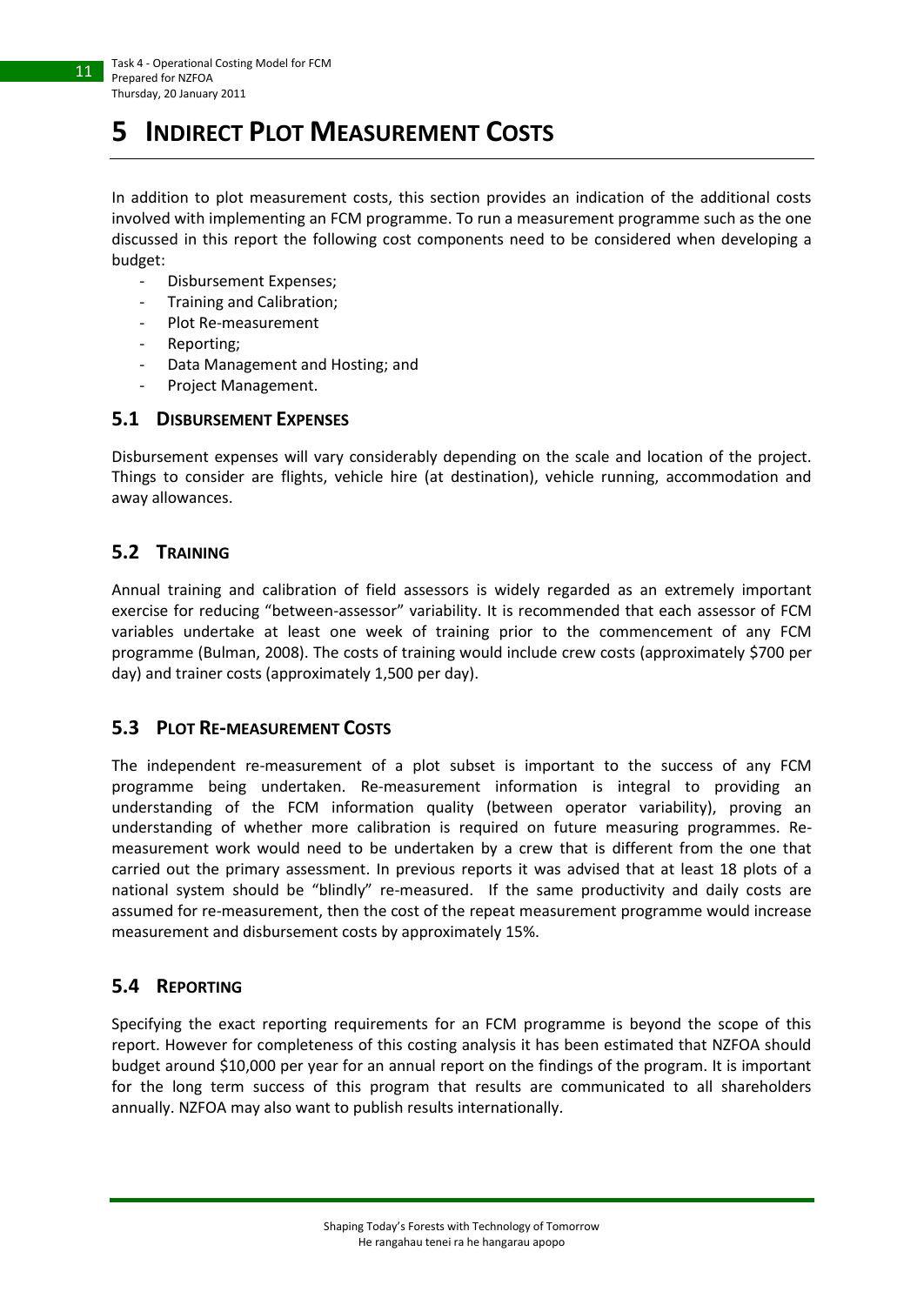# 5 Indirect Plot Measurement Costs

In addition to plot measurement costs, this section provides an indication of the additional costs involved with implementing an FCM programme. To run a measurement programme such as the one discussed in this report the following cost components need to be considered when developing a budget:

- Disbursement Expenses;
- Training and Calibration;
- Plot Re-measurement
- Reporting;
- Data Management and Hosting; and
- Project Management.

## 5.1 Disbursement Expenses

Disbursement expenses will vary considerably depending on the scale and location of the project. Things to consider are flights, vehicle hire (at destination), vehicle running, accommodation and away allowances.

## 5.2 Training

Annual training and calibration of field assessors is widely regarded as an extremely important exercise for reducing "between-assessor" variability. It is recommended that each assessor of FCM variables undertake at least one week of training prior to the commencement of any FCM programme (Bulman, 2008). The costs of training would include crew costs (approximately $700 per day) and trainer costs (approximately 1,500 per day).

## 5.3 Plot Re-measurement Costs

The independent re-measurement of a plot subset is important to the success of any FCM programme being undertaken. Re-measurement information is integral to providing an understanding of the FCM information quality (between operator variability), proving an understanding of whether more calibration is required on future measuring programmes. Re-measurement work would need to be undertaken by a crew that is different from the one that carried out the primary assessment. In previous reports it was advised that at least 18 plots of a national system should be "blindly" re-measured. If the same productivity and daily costs are assumed for re-measurement, then the cost of the repeat measurement programme would increase measurement and disbursement costs by approximately 15%.

## 5.4 Reporting

Specifying the exact reporting requirements for an FCM programme is beyond the scope of this report. However for completeness of this costing analysis it has been estimated that NZFOA should budget around $10,000 per year for an annual report on the findings of the program. It is important for the long term success of this program that results are communicated to all shareholders annually. NZFOA may also want to publish results internationally.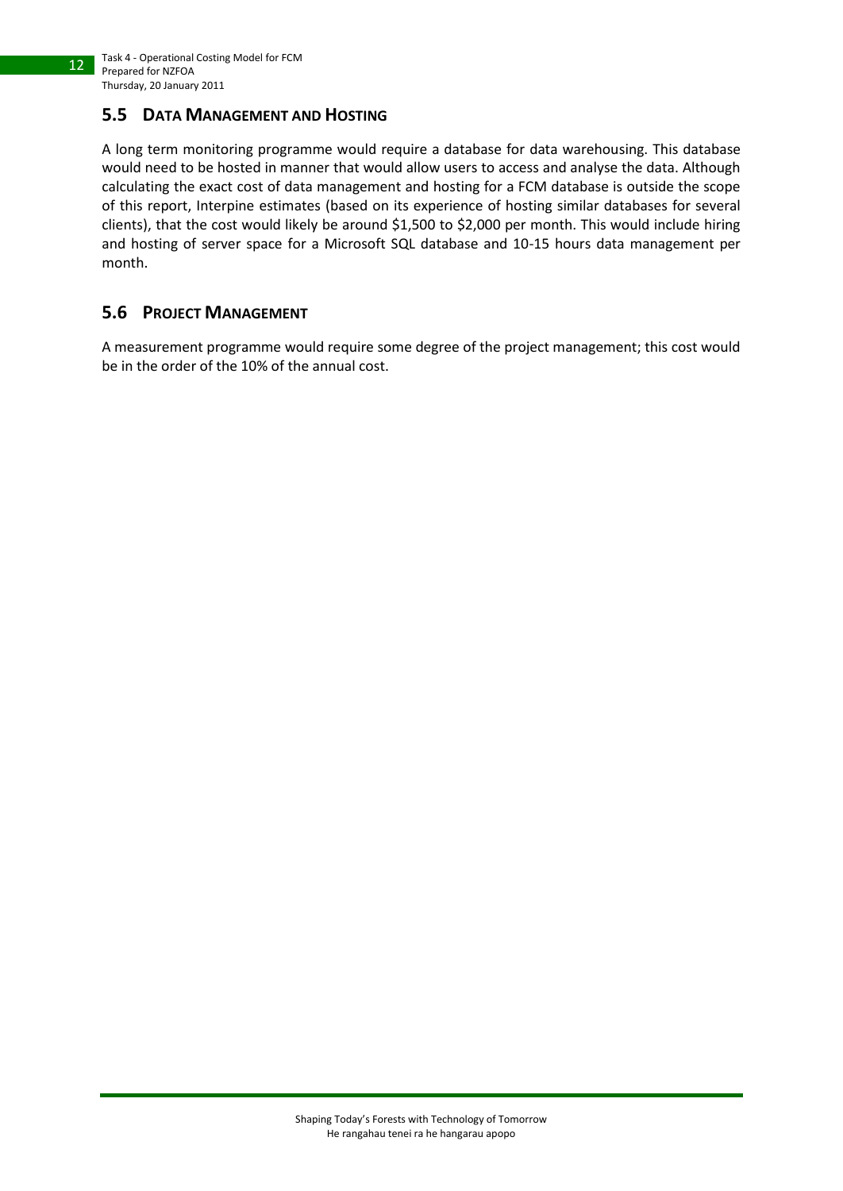## 5.5 Data Management and Hosting

A long term monitoring programme would require a database for data warehousing. This database would need to be hosted in manner that would allow users to access and analyse the data. Although calculating the exact cost of data management and hosting for a FCM database is outside the scope of this report, Interpine estimates (based on its experience of hosting similar databases for several clients), that the cost would likely be around $1,500 to $2,000 per month. This would include hiring and hosting of server space for a Microsoft SQL database and 10-15 hours data management per month.

## 5.6 Project Management

A measurement programme would require some degree of the project management; this cost would be in the order of the 10% of the annual cost.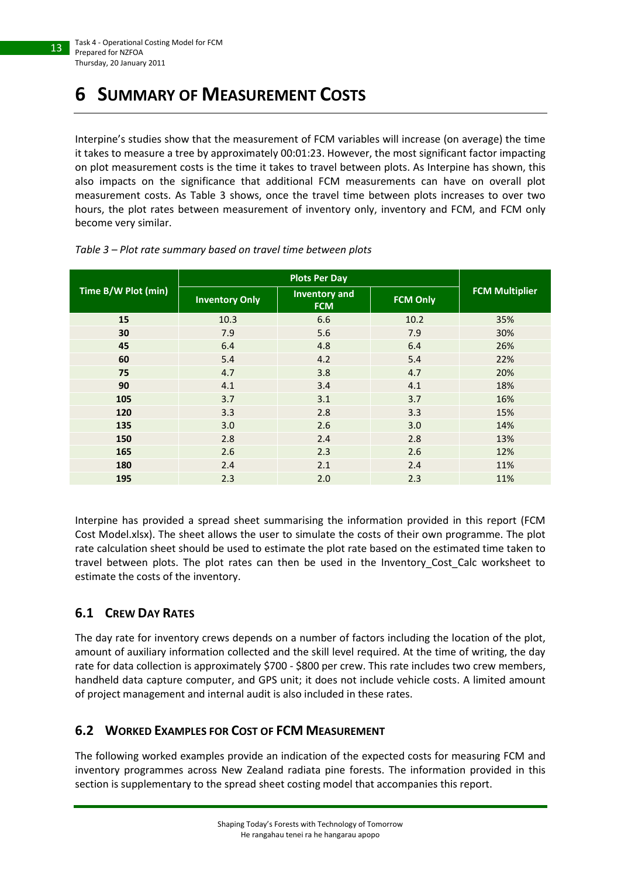# 6 Summary of Measurement Costs

Interpine's studies show that the measurement of FCM variables will increase (on average) the time it takes to measure a tree by approximately 00:01:23. However, the most significant factor impacting on plot measurement costs is the time it takes to travel between plots. As Interpine has shown, this also impacts on the significance that additional FCM measurements can have on overall plot measurement costs. As Table 3 shows, once the travel time between plots increases to over two hours, the plot rates between measurement of inventory only, inventory and FCM, and FCM only become very similar.

*Table 3 – Plot rate summary based on travel time between plots*

| Time B/W Plot (min) | Plots Per Day | | | FCM Multiplier |
|---|---|---|---|---|
| | Inventory Only | Inventory and FCM | FCM Only | |
| **15** | 10.3 | 6.6 | 10.2 | 35% |
| **30** | 7.9 | 5.6 | 7.9 | 30% |
| **45** | 6.4 | 4.8 | 6.4 | 26% |
| **60** | 5.4 | 4.2 | 5.4 | 22% |
| **75** | 4.7 | 3.8 | 4.7 | 20% |
| **90** | 4.1 | 3.4 | 4.1 | 18% |
| **105** | 3.7 | 3.1 | 3.7 | 16% |
| **120** | 3.3 | 2.8 | 3.3 | 15% |
| **135** | 3.0 | 2.6 | 3.0 | 14% |
| **150** | 2.8 | 2.4 | 2.8 | 13% |
| **165** | 2.6 | 2.3 | 2.6 | 12% |
| **180** | 2.4 | 2.1 | 2.4 | 11% |
| **195** | 2.3 | 2.0 | 2.3 | 11% |

Interpine has provided a spread sheet summarising the information provided in this report (FCM Cost Model.xlsx). The sheet allows the user to simulate the costs of their own programme. The plot rate calculation sheet should be used to estimate the plot rate based on the estimated time taken to travel between plots. The plot rates can then be used in the Inventory_Cost_Calc worksheet to estimate the costs of the inventory.

## 6.1 Crew Day Rates

The day rate for inventory crews depends on a number of factors including the location of the plot, amount of auxiliary information collected and the skill level required. At the time of writing, the day rate for data collection is approximately $700 - $800 per crew. This rate includes two crew members, handheld data capture computer, and GPS unit; it does not include vehicle costs. A limited amount of project management and internal audit is also included in these rates.

## 6.2 Worked Examples for Cost of FCM Measurement

The following worked examples provide an indication of the expected costs for measuring FCM and inventory programmes across New Zealand radiata pine forests. The information provided in this section is supplementary to the spread sheet costing model that accompanies this report.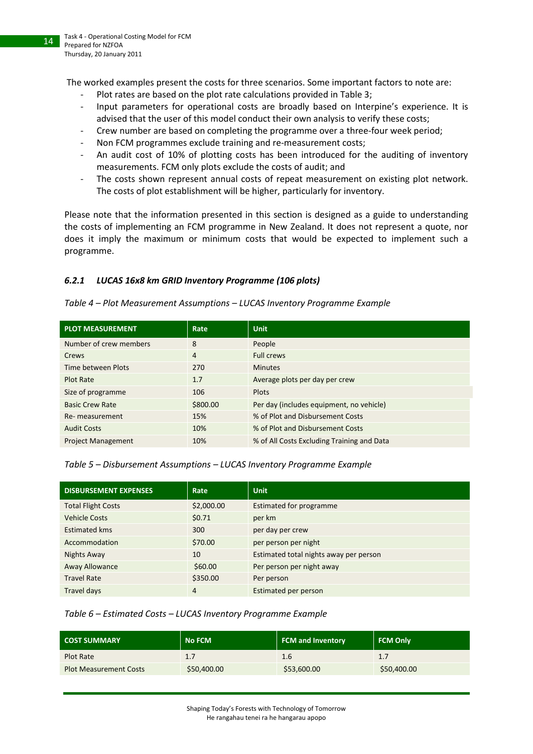The worked examples present the costs for three scenarios. Some important factors to note are:

- Plot rates are based on the plot rate calculations provided in Table 3;
- Input parameters for operational costs are broadly based on Interpine's experience. It is advised that the user of this model conduct their own analysis to verify these costs;
- Crew number are based on completing the programme over a three-four week period;
- Non FCM programmes exclude training and re-measurement costs;
- An audit cost of 10% of plotting costs has been introduced for the auditing of inventory measurements. FCM only plots exclude the costs of audit; and
- The costs shown represent annual costs of repeat measurement on existing plot network. The costs of plot establishment will be higher, particularly for inventory.

Please note that the information presented in this section is designed as a guide to understanding the costs of implementing an FCM programme in New Zealand. It does not represent a quote, nor does it imply the maximum or minimum costs that would be expected to implement such a programme.

### *6.2.1 LUCAS 16x8 km GRID Inventory Programme (106 plots)*

*Table 4 – Plot Measurement Assumptions – LUCAS Inventory Programme Example*

| PLOT MEASUREMENT | Rate | Unit |
|---|---|---|
| Number of crew members | 8 | People |
| Crews | 4 | Full crews |
| Time between Plots | 270 | Minutes |
| Plot Rate | 1.7 | Average plots per day per crew |
| Size of programme | 106 | Plots |
| Basic Crew Rate | $800.00 | Per day (includes equipment, no vehicle) |
| Re- measurement | 15% | % of Plot and Disbursement Costs |
| Audit Costs | 10% | % of Plot and Disbursement Costs |
| Project Management | 10% | % of All Costs Excluding Training and Data |

*Table 5 – Disbursement Assumptions – LUCAS Inventory Programme Example*

| DISBURSEMENT EXPENSES | Rate | Unit |
|---|---|---|
| Total Flight Costs | $2,000.00 | Estimated for programme |
| Vehicle Costs | $0.71 | per km |
| Estimated kms | 300 | per day per crew |
| Accommodation | $70.00 | per person per night |
| Nights Away | 10 | Estimated total nights away per person |
| Away Allowance | $60.00 | Per person per night away |
| Travel Rate | $350.00 | Per person |
| Travel days | 4 | Estimated per person |

*Table 6 – Estimated Costs – LUCAS Inventory Programme Example*

| COST SUMMARY | No FCM | FCM and Inventory | FCM Only |
|---|---|---|---|
| Plot Rate | 1.7 | 1.6 | 1.7 |
| Plot Measurement Costs | $50,400.00 | $53,600.00 | $50,400.00 |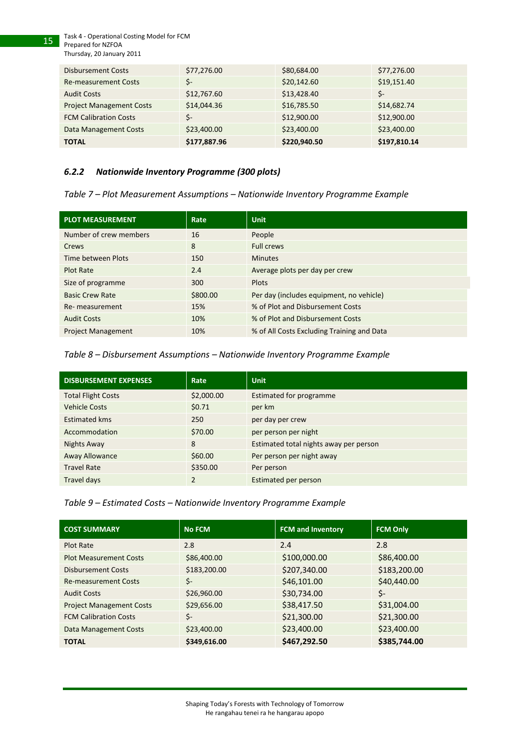| | | | |
|---|---|---|---|
| Disbursement Costs | $77,276.00 | $80,684.00 | $77,276.00 |
| Re-measurement Costs | $- | $20,142.60 | $19,151.40 |
| Audit Costs | $12,767.60 | $13,428.40 | $- |
| Project Management Costs | $14,044.36 | $16,785.50 | $14,682.74 |
| FCM Calibration Costs | $- | $12,900.00 | $12,900.00 |
| Data Management Costs | $23,400.00 | $23,400.00 | $23,400.00 |
| **TOTAL** | **$177,887.96** | **$220,940.50** | **$197,810.14** |

### *6.2.2 Nationwide Inventory Programme (300 plots)*

*Table 7 – Plot Measurement Assumptions – Nationwide Inventory Programme Example*

| PLOT MEASUREMENT | Rate | Unit |
|---|---|---|
| Number of crew members | 16 | People |
| Crews | 8 | Full crews |
| Time between Plots | 150 | Minutes |
| Plot Rate | 2.4 | Average plots per day per crew |
| Size of programme | 300 | Plots |
| Basic Crew Rate | $800.00 | Per day (includes equipment, no vehicle) |
| Re- measurement | 15% | % of Plot and Disbursement Costs |
| Audit Costs | 10% | % of Plot and Disbursement Costs |
| Project Management | 10% | % of All Costs Excluding Training and Data |

*Table 8 – Disbursement Assumptions – Nationwide Inventory Programme Example*

| DISBURSEMENT EXPENSES | Rate | Unit |
|---|---|---|
| Total Flight Costs | $2,000.00 | Estimated for programme |
| Vehicle Costs | $0.71 | per km |
| Estimated kms | 250 | per day per crew |
| Accommodation | $70.00 | per person per night |
| Nights Away | 8 | Estimated total nights away per person |
| Away Allowance | $60.00 | Per person per night away |
| Travel Rate | $350.00 | Per person |
| Travel days | 2 | Estimated per person |

*Table 9 – Estimated Costs – Nationwide Inventory Programme Example*

| COST SUMMARY | No FCM | FCM and Inventory | FCM Only |
|---|---|---|---|
| Plot Rate | 2.8 | 2.4 | 2.8 |
| Plot Measurement Costs | $86,400.00 | $100,000.00 | $86,400.00 |
| Disbursement Costs | $183,200.00 | $207,340.00 | $183,200.00 |
| Re-measurement Costs | $- | $46,101.00 | $40,440.00 |
| Audit Costs | $26,960.00 | $30,734.00 | $- |
| Project Management Costs | $29,656.00 | $38,417.50 | $31,004.00 |
| FCM Calibration Costs | $- | $21,300.00 | $21,300.00 |
| Data Management Costs | $23,400.00 | $23,400.00 | $23,400.00 |
| **TOTAL** | **$349,616.00** | **$467,292.50** | **$385,744.00** |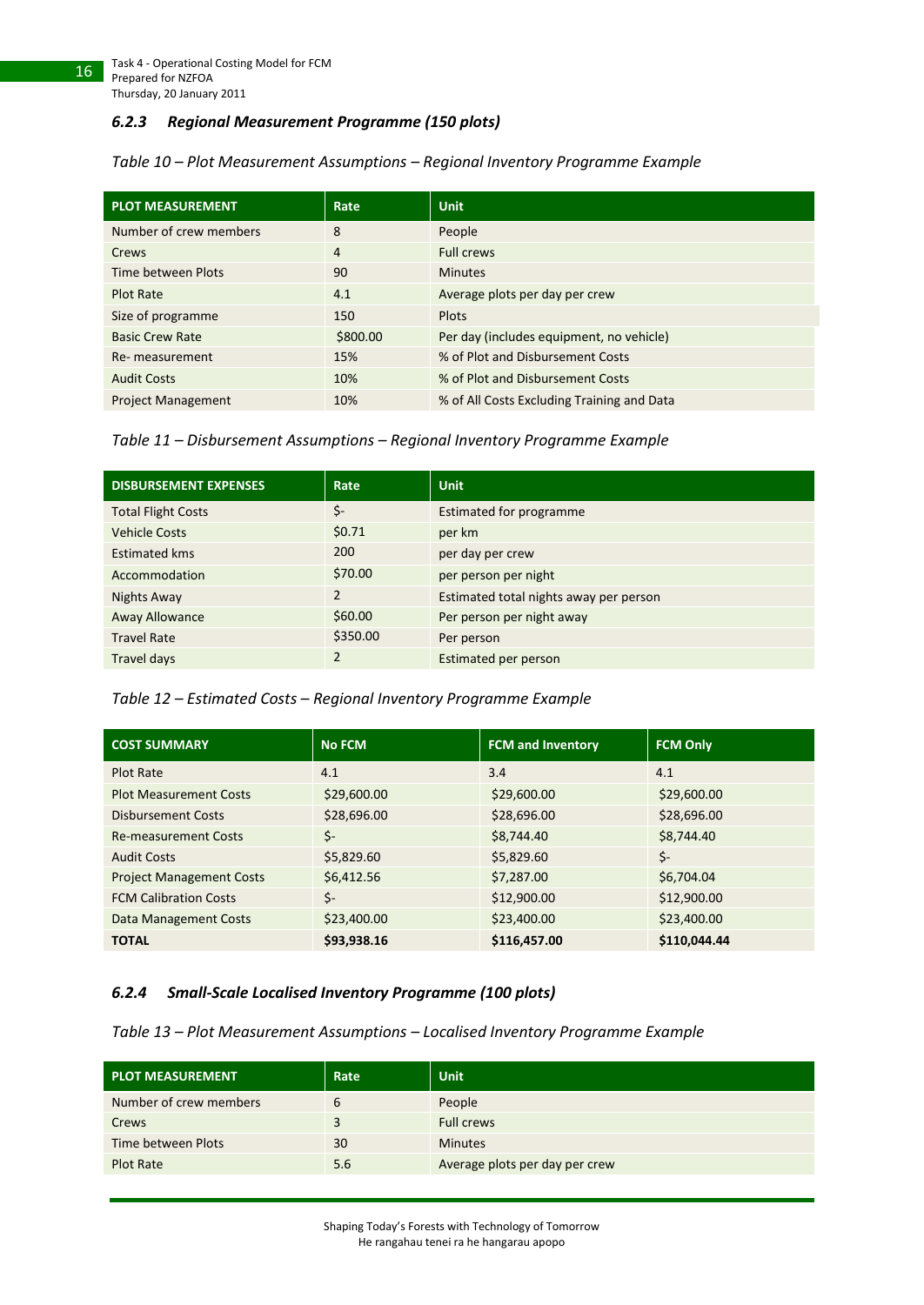### *6.2.3 Regional Measurement Programme (150 plots)*

*Table 10 – Plot Measurement Assumptions – Regional Inventory Programme Example*

| PLOT MEASUREMENT | Rate | Unit |
|---|---|---|
| Number of crew members | 8 | People |
| Crews | 4 | Full crews |
| Time between Plots | 90 | Minutes |
| Plot Rate | 4.1 | Average plots per day per crew |
| Size of programme | 150 | Plots |
| Basic Crew Rate | $800.00 | Per day (includes equipment, no vehicle) |
| Re- measurement | 15% | % of Plot and Disbursement Costs |
| Audit Costs | 10% | % of Plot and Disbursement Costs |
| Project Management | 10% | % of All Costs Excluding Training and Data |

*Table 11 – Disbursement Assumptions – Regional Inventory Programme Example*

| DISBURSEMENT EXPENSES | Rate | Unit |
|---|---|---|
| Total Flight Costs | $- | Estimated for programme |
| Vehicle Costs | $0.71 | per km |
| Estimated kms | 200 | per day per crew |
| Accommodation | $70.00 | per person per night |
| Nights Away | 2 | Estimated total nights away per person |
| Away Allowance | $60.00 | Per person per night away |
| Travel Rate | $350.00 | Per person |
| Travel days | 2 | Estimated per person |

*Table 12 – Estimated Costs – Regional Inventory Programme Example*

| COST SUMMARY | No FCM | FCM and Inventory | FCM Only |
|---|---|---|---|
| Plot Rate | 4.1 | 3.4 | 4.1 |
| Plot Measurement Costs | $29,600.00 | $29,600.00 | $29,600.00 |
| Disbursement Costs | $28,696.00 | $28,696.00 | $28,696.00 |
| Re-measurement Costs | $- | $8,744.40 | $8,744.40 |
| Audit Costs | $5,829.60 | $5,829.60 | $- |
| Project Management Costs | $6,412.56 | $7,287.00 | $6,704.04 |
| FCM Calibration Costs | $- | $12,900.00 | $12,900.00 |
| Data Management Costs | $23,400.00 | $23,400.00 | $23,400.00 |
| **TOTAL** | **$93,938.16** | **$116,457.00** | **$110,044.44** |

### *6.2.4 Small-Scale Localised Inventory Programme (100 plots)*

*Table 13 – Plot Measurement Assumptions – Localised Inventory Programme Example*

| PLOT MEASUREMENT | Rate | Unit |
|---|---|---|
| Number of crew members | 6 | People |
| Crews | 3 | Full crews |
| Time between Plots | 30 | Minutes |
| Plot Rate | 5.6 | Average plots per day per crew |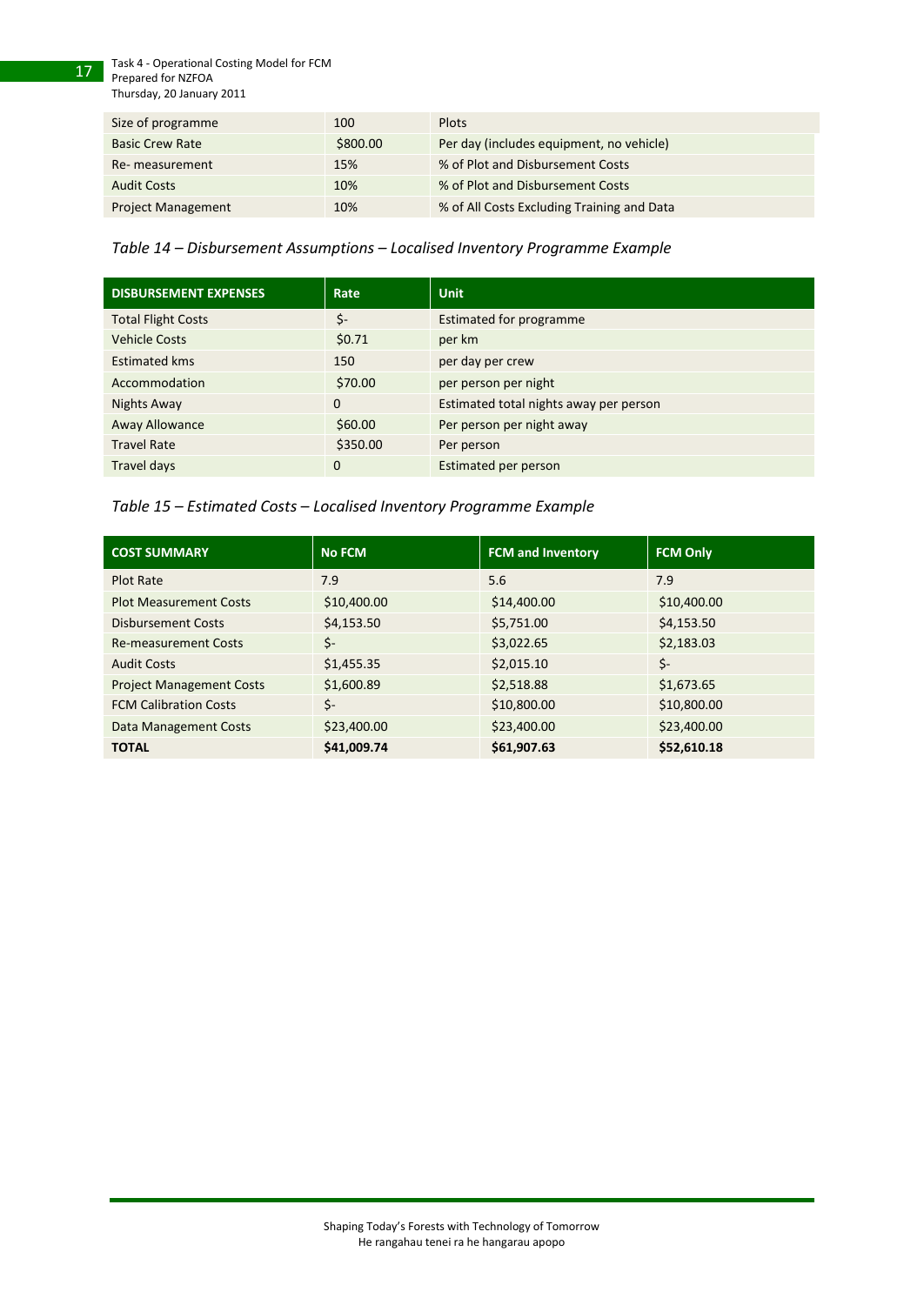| Size of programme | 100 | Plots |
|---|---|---|
| Basic Crew Rate | $800.00 | Per day (includes equipment, no vehicle) |
| Re- measurement | 15% | % of Plot and Disbursement Costs |
| Audit Costs | 10% | % of Plot and Disbursement Costs |
| Project Management | 10% | % of All Costs Excluding Training and Data |

*Table 14 – Disbursement Assumptions – Localised Inventory Programme Example*

| DISBURSEMENT EXPENSES | Rate | Unit |
|---|---|---|
| Total Flight Costs | $- | Estimated for programme |
| Vehicle Costs | $0.71 | per km |
| Estimated kms | 150 | per day per crew |
| Accommodation | $70.00 | per person per night |
| Nights Away | 0 | Estimated total nights away per person |
| Away Allowance | $60.00 | Per person per night away |
| Travel Rate | $350.00 | Per person |
| Travel days | 0 | Estimated per person |

*Table 15 – Estimated Costs – Localised Inventory Programme Example*

| COST SUMMARY | No FCM | FCM and Inventory | FCM Only |
|---|---|---|---|
| Plot Rate | 7.9 | 5.6 | 7.9 |
| Plot Measurement Costs | $10,400.00 | $14,400.00 | $10,400.00 |
| Disbursement Costs | $4,153.50 | $5,751.00 | $4,153.50 |
| Re-measurement Costs | $- | $3,022.65 | $2,183.03 |
| Audit Costs | $1,455.35 | $2,015.10 | $- |
| Project Management Costs | $1,600.89 | $2,518.88 | $1,673.65 |
| FCM Calibration Costs | $- | $10,800.00 | $10,800.00 |
| Data Management Costs | $23,400.00 | $23,400.00 | $23,400.00 |
| **TOTAL** | **$41,009.74** | **$61,907.63** | **$52,610.18** |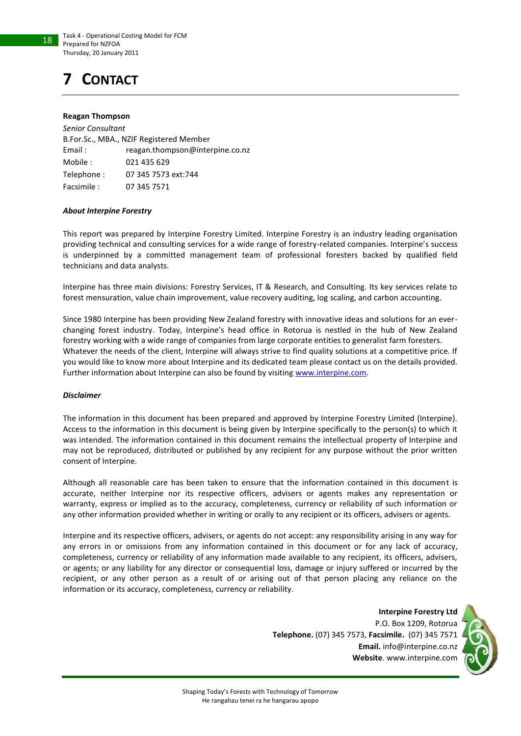# 7 CONTACT

**Reagan Thompson**

*Senior Consultant*
B.For.Sc., MBA., NZIF Registered Member

| | |
|---|---|
| Email : | reagan.thompson@interpine.co.nz |
| Mobile : | 021 435 629 |
| Telephone : | 07 345 7573 ext:744 |
| Facsimile : | 07 345 7571 |

***About Interpine Forestry***

This report was prepared by Interpine Forestry Limited. Interpine Forestry is an industry leading organisation providing technical and consulting services for a wide range of forestry-related companies. Interpine's success is underpinned by a committed management team of professional foresters backed by qualified field technicians and data analysts.

Interpine has three main divisions: Forestry Services, IT & Research, and Consulting. Its key services relate to forest mensuration, value chain improvement, value recovery auditing, log scaling, and carbon accounting.

Since 1980 Interpine has been providing New Zealand forestry with innovative ideas and solutions for an ever-changing forest industry. Today, Interpine's head office in Rotorua is nestled in the hub of New Zealand forestry working with a wide range of companies from large corporate entities to generalist farm foresters. Whatever the needs of the client, Interpine will always strive to find quality solutions at a competitive price. If you would like to know more about Interpine and its dedicated team please contact us on the details provided. Further information about Interpine can also be found by visiting www.interpine.com.

***Disclaimer***

The information in this document has been prepared and approved by Interpine Forestry Limited (Interpine). Access to the information in this document is being given by Interpine specifically to the person(s) to which it was intended. The information contained in this document remains the intellectual property of Interpine and may not be reproduced, distributed or published by any recipient for any purpose without the prior written consent of Interpine.

Although all reasonable care has been taken to ensure that the information contained in this document is accurate, neither Interpine nor its respective officers, advisers or agents makes any representation or warranty, express or implied as to the accuracy, completeness, currency or reliability of such information or any other information provided whether in writing or orally to any recipient or its officers, advisers or agents.

Interpine and its respective officers, advisers, or agents do not accept: any responsibility arising in any way for any errors in or omissions from any information contained in this document or for any lack of accuracy, completeness, currency or reliability of any information made available to any recipient, its officers, advisers, or agents; or any liability for any director or consequential loss, damage or injury suffered or incurred by the recipient, or any other person as a result of or arising out of that person placing any reliance on the information or its accuracy, completeness, currency or reliability.

**Interpine Forestry Ltd**
P.O. Box 1209, Rotorua
**Telephone.** (07) 345 7573, **Facsimile.** (07) 345 7571
**Email.** info@interpine.co.nz
**Website**. www.interpine.com

Shaping Today's Forests with Technology of Tomorrow
He rangahau tenei ra he hangarau apopo